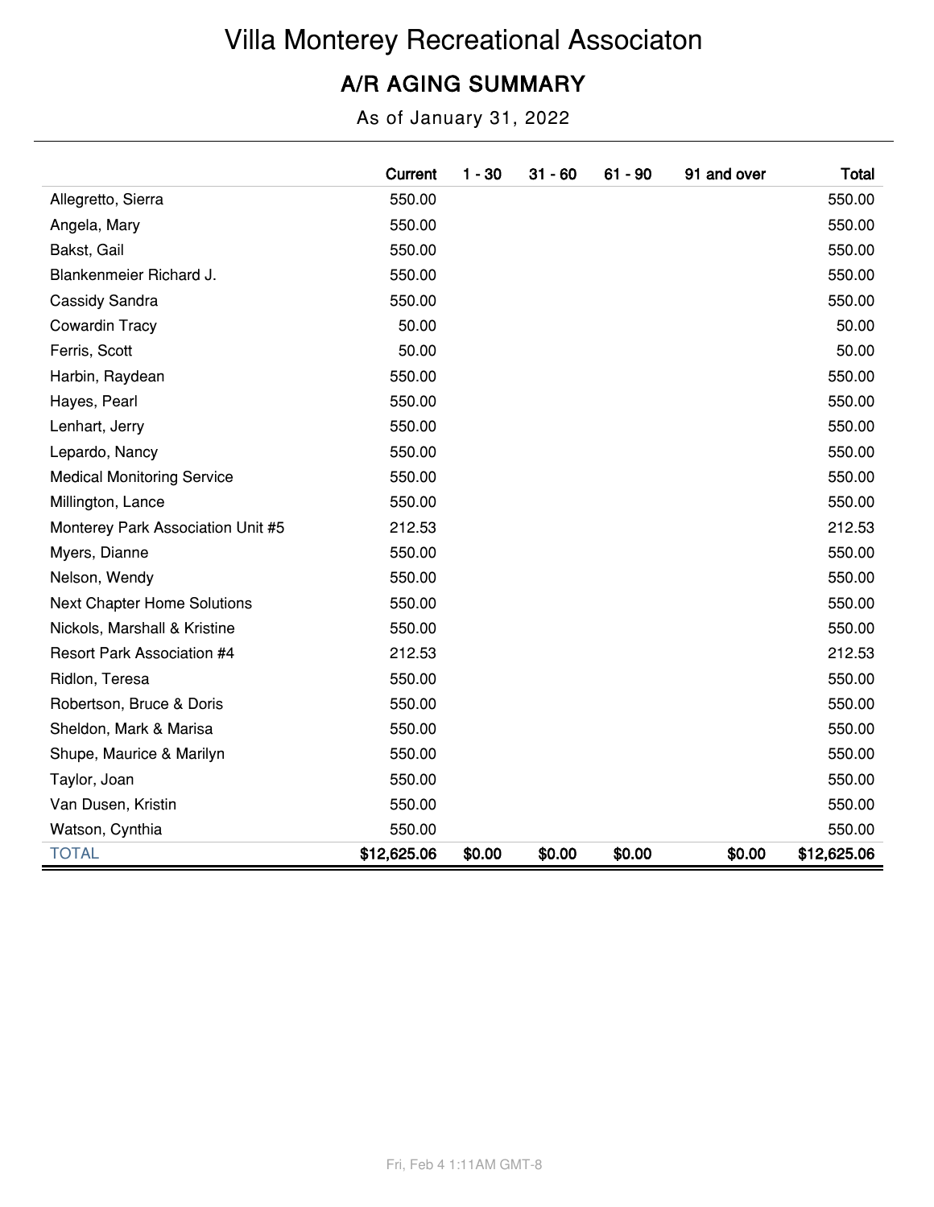# Villa Monterey Recreational Associaton

## A/R AGING SUMMARY

As of January 31, 2022

| | Current | 1 - 30 | 31 - 60 | 61 - 90 | 91 and over | Total |
|---|---|---|---|---|---|---|
| Allegretto, Sierra | 550.00 | | | | | 550.00 |
| Angela, Mary | 550.00 | | | | | 550.00 |
| Bakst, Gail | 550.00 | | | | | 550.00 |
| Blankenmeier Richard J. | 550.00 | | | | | 550.00 |
| Cassidy Sandra | 550.00 | | | | | 550.00 |
| Cowardin Tracy | 50.00 | | | | | 50.00 |
| Ferris, Scott | 50.00 | | | | | 50.00 |
| Harbin, Raydean | 550.00 | | | | | 550.00 |
| Hayes, Pearl | 550.00 | | | | | 550.00 |
| Lenhart, Jerry | 550.00 | | | | | 550.00 |
| Lepardo, Nancy | 550.00 | | | | | 550.00 |
| Medical Monitoring Service | 550.00 | | | | | 550.00 |
| Millington, Lance | 550.00 | | | | | 550.00 |
| Monterey Park Association Unit #5 | 212.53 | | | | | 212.53 |
| Myers, Dianne | 550.00 | | | | | 550.00 |
| Nelson, Wendy | 550.00 | | | | | 550.00 |
| Next Chapter Home Solutions | 550.00 | | | | | 550.00 |
| Nickols, Marshall & Kristine | 550.00 | | | | | 550.00 |
| Resort Park Association #4 | 212.53 | | | | | 212.53 |
| Ridlon, Teresa | 550.00 | | | | | 550.00 |
| Robertson, Bruce & Doris | 550.00 | | | | | 550.00 |
| Sheldon, Mark & Marisa | 550.00 | | | | | 550.00 |
| Shupe, Maurice & Marilyn | 550.00 | | | | | 550.00 |
| Taylor, Joan | 550.00 | | | | | 550.00 |
| Van Dusen, Kristin | 550.00 | | | | | 550.00 |
| Watson, Cynthia | 550.00 | | | | | 550.00 |
| TOTAL | **$12,625.06** | **$0.00** | **$0.00** | **$0.00** | **$0.00** | **$12,625.06** |

Fri, Feb 4 1:11AM GMT-8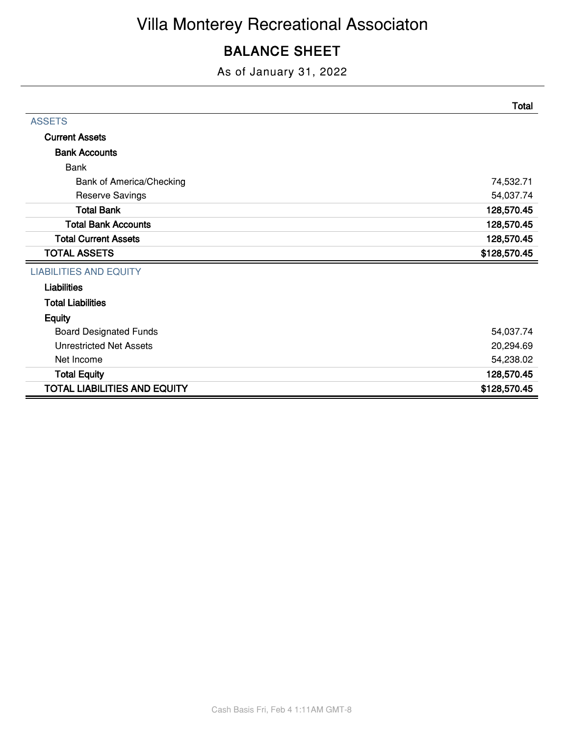# Villa Monterey Recreational Associaton

## BALANCE SHEET

As of January 31, 2022

| | Total |
|---|---|
| **ASSETS** | |
| **Current Assets** | |
| **Bank Accounts** | |
| Bank | |
| Bank of America/Checking | 74,532.71 |
| Reserve Savings | 54,037.74 |
| **Total Bank** | **128,570.45** |
| **Total Bank Accounts** | **128,570.45** |
| **Total Current Assets** | **128,570.45** |
| **TOTAL ASSETS** | **$128,570.45** |
| **LIABILITIES AND EQUITY** | |
| **Liabilities** | |
| **Total Liabilities** | |
| **Equity** | |
| Board Designated Funds | 54,037.74 |
| Unrestricted Net Assets | 20,294.69 |
| Net Income | 54,238.02 |
| **Total Equity** | **128,570.45** |
| **TOTAL LIABILITIES AND EQUITY** | **$128,570.45** |

Cash Basis Fri, Feb 4 1:11AM GMT-8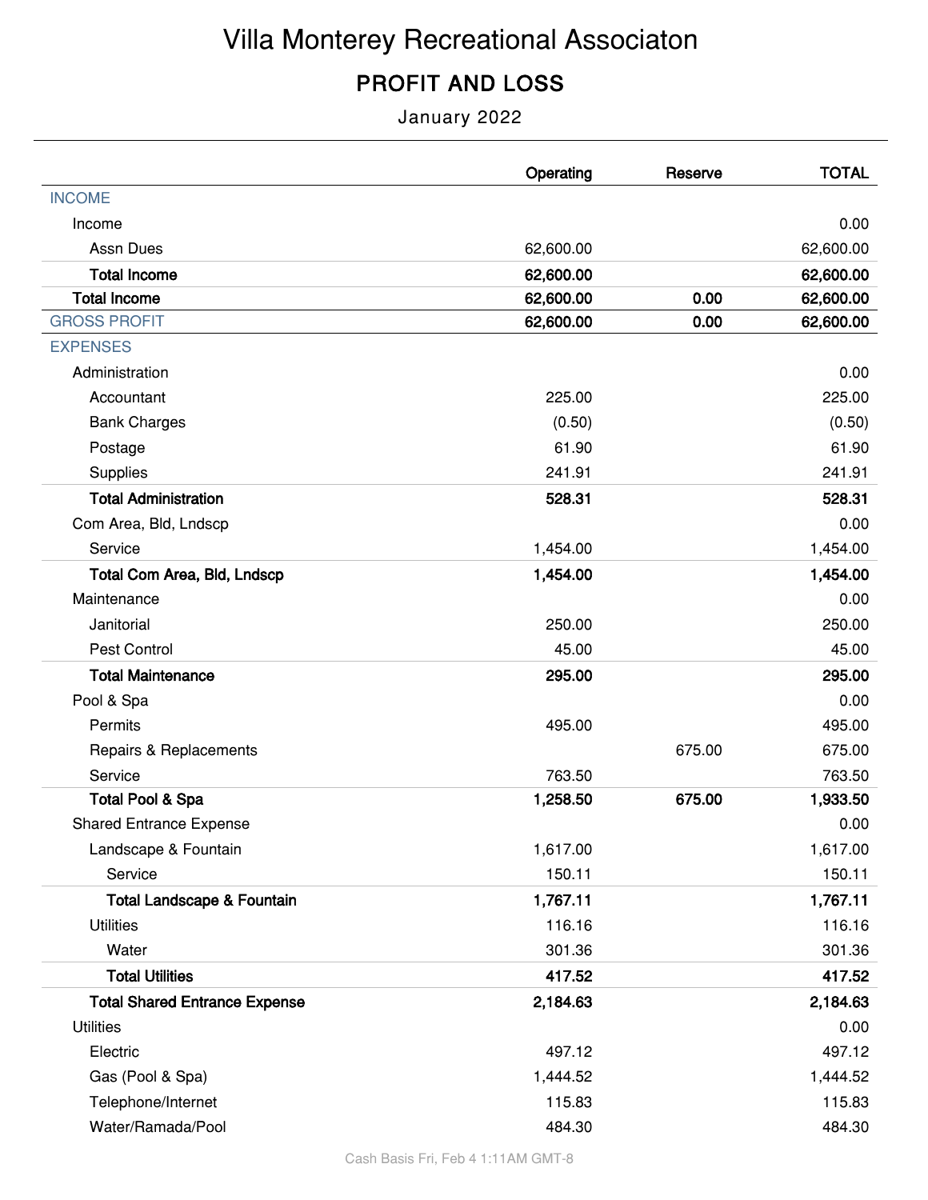# Villa Monterey Recreational Associaton

## PROFIT AND LOSS

January 2022

| | Operating | Reserve | TOTAL |
|---|---|---|---|
| INCOME | | | |
| Income | | | 0.00 |
| Assn Dues | 62,600.00 | | 62,600.00 |
| **Total Income** | **62,600.00** | | **62,600.00** |
| **Total Income** | **62,600.00** | **0.00** | **62,600.00** |
| GROSS PROFIT | **62,600.00** | **0.00** | **62,600.00** |
| EXPENSES | | | |
| Administration | | | 0.00 |
| Accountant | 225.00 | | 225.00 |
| Bank Charges | (0.50) | | (0.50) |
| Postage | 61.90 | | 61.90 |
| Supplies | 241.91 | | 241.91 |
| **Total Administration** | **528.31** | | **528.31** |
| Com Area, Bld, Lndscp | | | 0.00 |
| Service | 1,454.00 | | 1,454.00 |
| **Total Com Area, Bld, Lndscp** | **1,454.00** | | **1,454.00** |
| Maintenance | | | 0.00 |
| Janitorial | 250.00 | | 250.00 |
| Pest Control | 45.00 | | 45.00 |
| **Total Maintenance** | **295.00** | | **295.00** |
| Pool & Spa | | | 0.00 |
| Permits | 495.00 | | 495.00 |
| Repairs & Replacements | | 675.00 | 675.00 |
| Service | 763.50 | | 763.50 |
| **Total Pool & Spa** | **1,258.50** | **675.00** | **1,933.50** |
| Shared Entrance Expense | | | 0.00 |
| Landscape & Fountain | 1,617.00 | | 1,617.00 |
| Service | 150.11 | | 150.11 |
| **Total Landscape & Fountain** | **1,767.11** | | **1,767.11** |
| Utilities | 116.16 | | 116.16 |
| Water | 301.36 | | 301.36 |
| **Total Utilities** | **417.52** | | **417.52** |
| **Total Shared Entrance Expense** | **2,184.63** | | **2,184.63** |
| Utilities | | | 0.00 |
| Electric | 497.12 | | 497.12 |
| Gas (Pool & Spa) | 1,444.52 | | 1,444.52 |
| Telephone/Internet | 115.83 | | 115.83 |
| Water/Ramada/Pool | 484.30 | | 484.30 |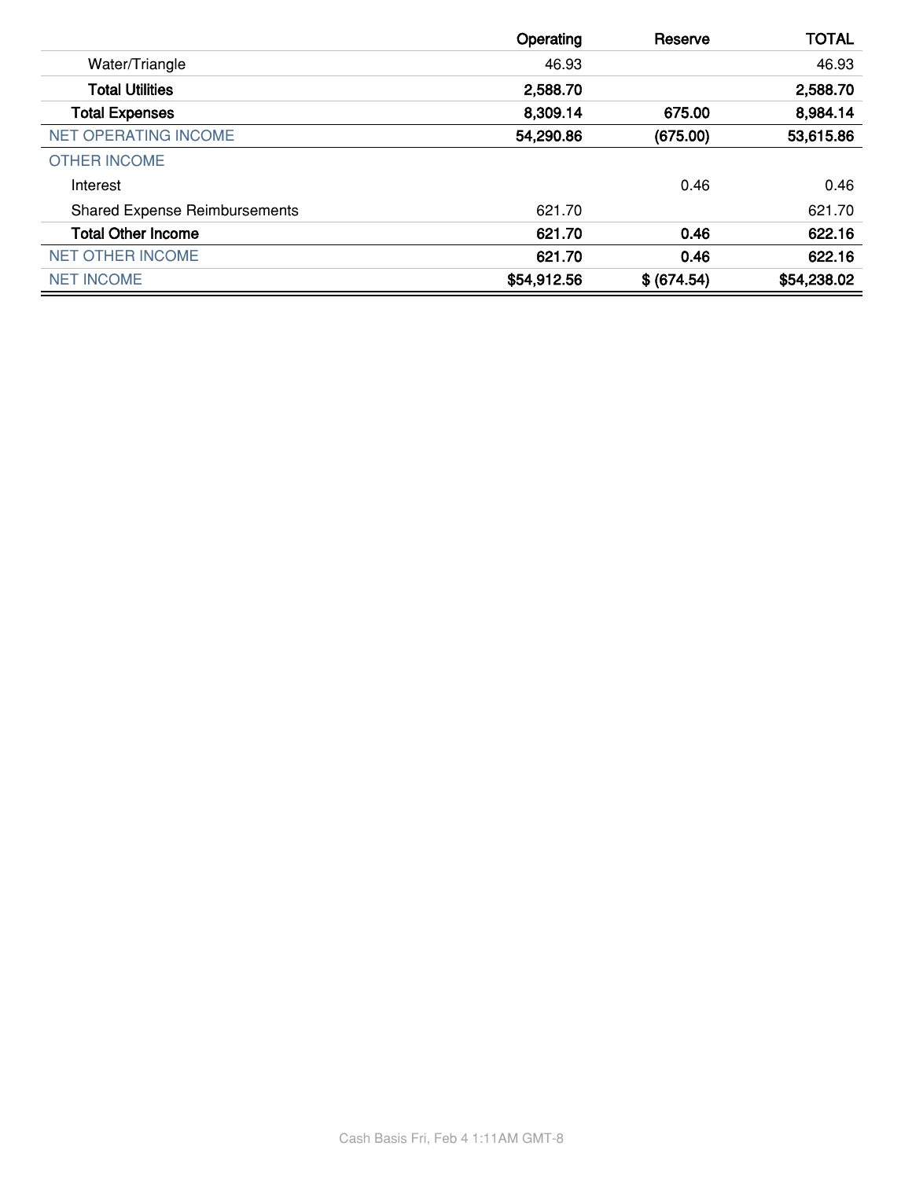| | Operating | Reserve | TOTAL |
|---|---|---|---|
| Water/Triangle | 46.93 | | 46.93 |
| **Total Utilities** | **2,588.70** | | **2,588.70** |
| **Total Expenses** | **8,309.14** | **675.00** | **8,984.14** |
| NET OPERATING INCOME | **54,290.86** | **(675.00)** | **53,615.86** |
| OTHER INCOME | | | |
| Interest | | 0.46 | 0.46 |
| Shared Expense Reimbursements | 621.70 | | 621.70 |
| **Total Other Income** | **621.70** | **0.46** | **622.16** |
| NET OTHER INCOME | **621.70** | **0.46** | **622.16** |
| NET INCOME | **$54,912.56** | **$ (674.54)** | **$54,238.02** |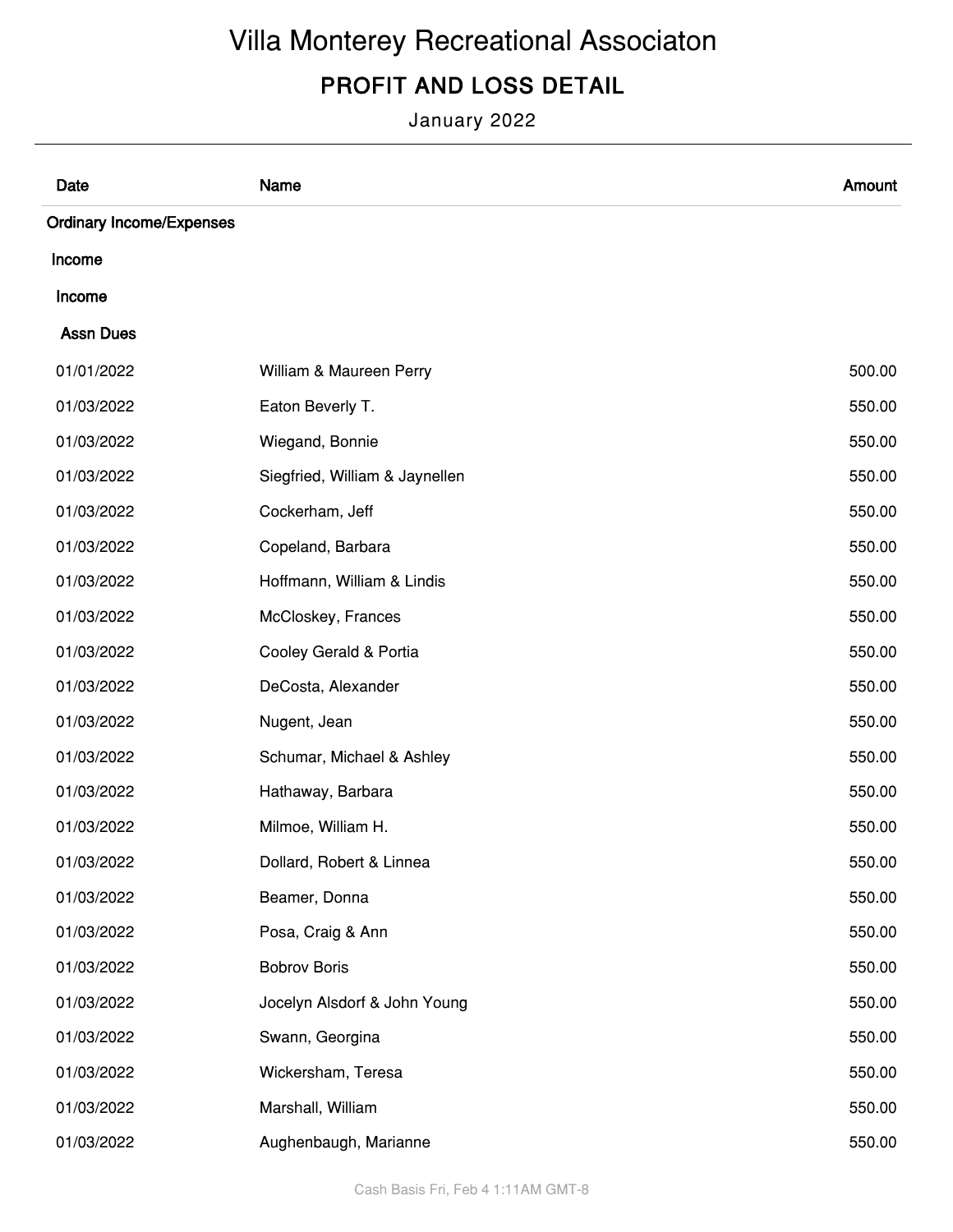# Villa Monterey Recreational Associaton

## PROFIT AND LOSS DETAIL

January 2022

| Date | Name | Amount |
|---|---|---|
| Ordinary Income/Expenses | | |
| Income | | |
| Income | | |
| Assn Dues | | |
| 01/01/2022 | William & Maureen Perry | 500.00 |
| 01/03/2022 | Eaton Beverly T. | 550.00 |
| 01/03/2022 | Wiegand, Bonnie | 550.00 |
| 01/03/2022 | Siegfried, William & Jaynellen | 550.00 |
| 01/03/2022 | Cockerham, Jeff | 550.00 |
| 01/03/2022 | Copeland, Barbara | 550.00 |
| 01/03/2022 | Hoffmann, William & Lindis | 550.00 |
| 01/03/2022 | McCloskey, Frances | 550.00 |
| 01/03/2022 | Cooley Gerald & Portia | 550.00 |
| 01/03/2022 | DeCosta, Alexander | 550.00 |
| 01/03/2022 | Nugent, Jean | 550.00 |
| 01/03/2022 | Schumar, Michael & Ashley | 550.00 |
| 01/03/2022 | Hathaway, Barbara | 550.00 |
| 01/03/2022 | Milmoe, William H. | 550.00 |
| 01/03/2022 | Dollard, Robert & Linnea | 550.00 |
| 01/03/2022 | Beamer, Donna | 550.00 |
| 01/03/2022 | Posa, Craig & Ann | 550.00 |
| 01/03/2022 | Bobrov Boris | 550.00 |
| 01/03/2022 | Jocelyn Alsdorf & John Young | 550.00 |
| 01/03/2022 | Swann, Georgina | 550.00 |
| 01/03/2022 | Wickersham, Teresa | 550.00 |
| 01/03/2022 | Marshall, William | 550.00 |
| 01/03/2022 | Aughenbaugh, Marianne | 550.00 |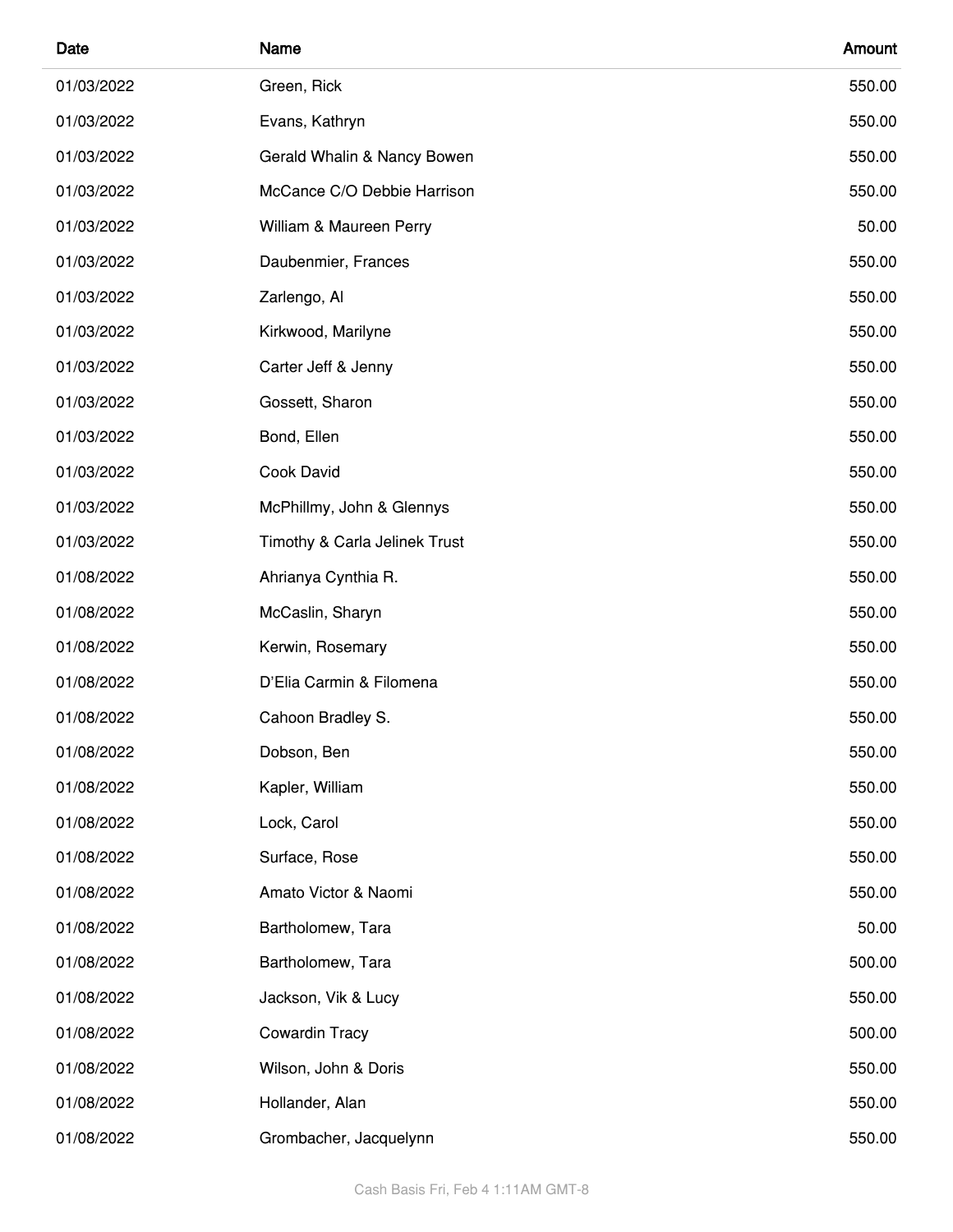| Date | Name | Amount |
|---|---|---|
| 01/03/2022 | Green, Rick | 550.00 |
| 01/03/2022 | Evans, Kathryn | 550.00 |
| 01/03/2022 | Gerald Whalin & Nancy Bowen | 550.00 |
| 01/03/2022 | McCance C/O Debbie Harrison | 550.00 |
| 01/03/2022 | William & Maureen Perry | 50.00 |
| 01/03/2022 | Daubenmier, Frances | 550.00 |
| 01/03/2022 | Zarlengo, Al | 550.00 |
| 01/03/2022 | Kirkwood, Marilyne | 550.00 |
| 01/03/2022 | Carter Jeff & Jenny | 550.00 |
| 01/03/2022 | Gossett, Sharon | 550.00 |
| 01/03/2022 | Bond, Ellen | 550.00 |
| 01/03/2022 | Cook David | 550.00 |
| 01/03/2022 | McPhillmy, John & Glennys | 550.00 |
| 01/03/2022 | Timothy & Carla Jelinek Trust | 550.00 |
| 01/08/2022 | Ahrianya Cynthia R. | 550.00 |
| 01/08/2022 | McCaslin, Sharyn | 550.00 |
| 01/08/2022 | Kerwin, Rosemary | 550.00 |
| 01/08/2022 | D'Elia Carmin & Filomena | 550.00 |
| 01/08/2022 | Cahoon Bradley S. | 550.00 |
| 01/08/2022 | Dobson, Ben | 550.00 |
| 01/08/2022 | Kapler, William | 550.00 |
| 01/08/2022 | Lock, Carol | 550.00 |
| 01/08/2022 | Surface, Rose | 550.00 |
| 01/08/2022 | Amato Victor & Naomi | 550.00 |
| 01/08/2022 | Bartholomew, Tara | 50.00 |
| 01/08/2022 | Bartholomew, Tara | 500.00 |
| 01/08/2022 | Jackson, Vik & Lucy | 550.00 |
| 01/08/2022 | Cowardin Tracy | 500.00 |
| 01/08/2022 | Wilson, John & Doris | 550.00 |
| 01/08/2022 | Hollander, Alan | 550.00 |
| 01/08/2022 | Grombacher, Jacquelynn | 550.00 |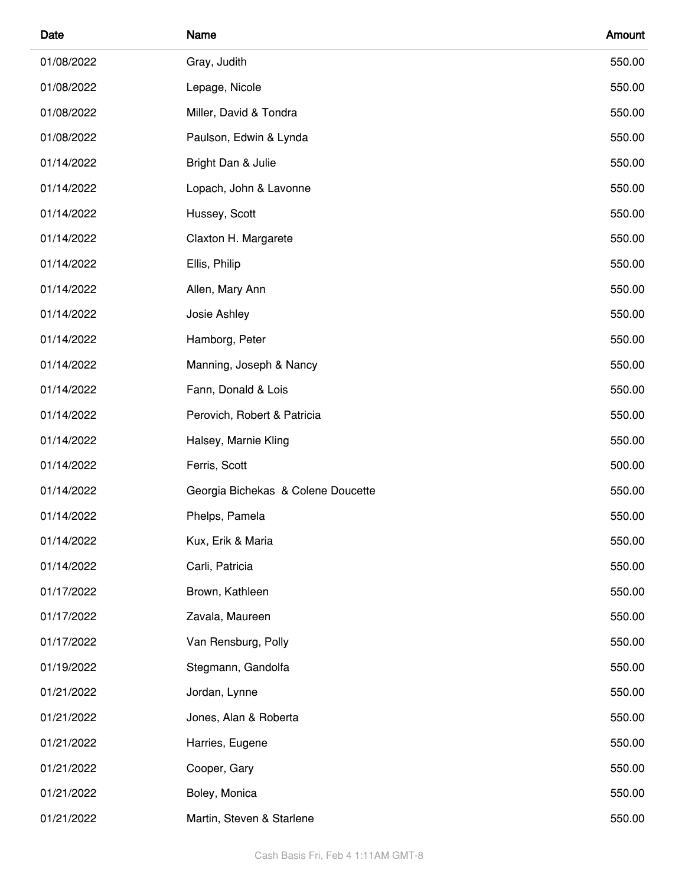| Date | Name | Amount |
| --- | --- | --- |
| 01/08/2022 | Gray, Judith | 550.00 |
| 01/08/2022 | Lepage, Nicole | 550.00 |
| 01/08/2022 | Miller, David & Tondra | 550.00 |
| 01/08/2022 | Paulson, Edwin & Lynda | 550.00 |
| 01/14/2022 | Bright Dan & Julie | 550.00 |
| 01/14/2022 | Lopach, John & Lavonne | 550.00 |
| 01/14/2022 | Hussey, Scott | 550.00 |
| 01/14/2022 | Claxton H. Margarete | 550.00 |
| 01/14/2022 | Ellis, Philip | 550.00 |
| 01/14/2022 | Allen, Mary Ann | 550.00 |
| 01/14/2022 | Josie Ashley | 550.00 |
| 01/14/2022 | Hamborg, Peter | 550.00 |
| 01/14/2022 | Manning, Joseph & Nancy | 550.00 |
| 01/14/2022 | Fann, Donald & Lois | 550.00 |
| 01/14/2022 | Perovich, Robert & Patricia | 550.00 |
| 01/14/2022 | Halsey, Marnie Kling | 550.00 |
| 01/14/2022 | Ferris, Scott | 500.00 |
| 01/14/2022 | Georgia Bichekas & Colene Doucette | 550.00 |
| 01/14/2022 | Phelps, Pamela | 550.00 |
| 01/14/2022 | Kux, Erik & Maria | 550.00 |
| 01/14/2022 | Carli, Patricia | 550.00 |
| 01/17/2022 | Brown, Kathleen | 550.00 |
| 01/17/2022 | Zavala, Maureen | 550.00 |
| 01/17/2022 | Van Rensburg, Polly | 550.00 |
| 01/19/2022 | Stegmann, Gandolfa | 550.00 |
| 01/21/2022 | Jordan, Lynne | 550.00 |
| 01/21/2022 | Jones, Alan & Roberta | 550.00 |
| 01/21/2022 | Harries, Eugene | 550.00 |
| 01/21/2022 | Cooper, Gary | 550.00 |
| 01/21/2022 | Boley, Monica | 550.00 |
| 01/21/2022 | Martin, Steven & Starlene | 550.00 |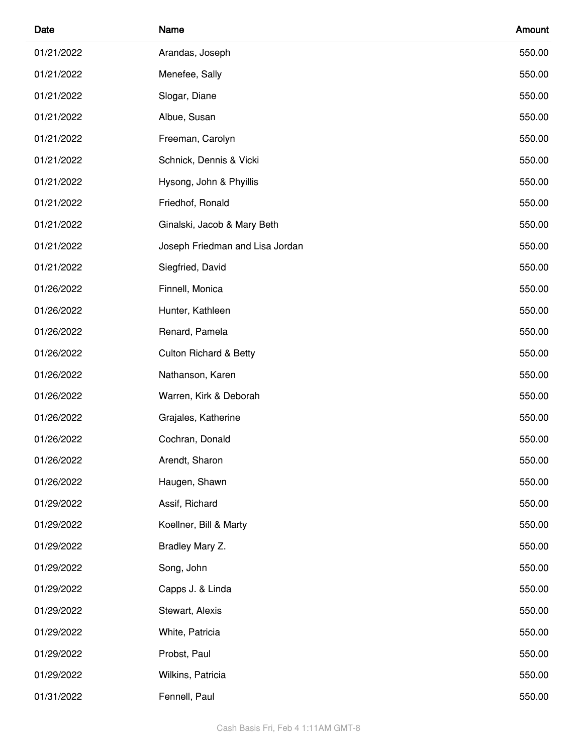| Date | Name | Amount |
|---|---|---|
| 01/21/2022 | Arandas, Joseph | 550.00 |
| 01/21/2022 | Menefee, Sally | 550.00 |
| 01/21/2022 | Slogar, Diane | 550.00 |
| 01/21/2022 | Albue, Susan | 550.00 |
| 01/21/2022 | Freeman, Carolyn | 550.00 |
| 01/21/2022 | Schnick, Dennis & Vicki | 550.00 |
| 01/21/2022 | Hysong, John & Phyillis | 550.00 |
| 01/21/2022 | Friedhof, Ronald | 550.00 |
| 01/21/2022 | Ginalski, Jacob & Mary Beth | 550.00 |
| 01/21/2022 | Joseph Friedman and Lisa Jordan | 550.00 |
| 01/21/2022 | Siegfried, David | 550.00 |
| 01/26/2022 | Finnell, Monica | 550.00 |
| 01/26/2022 | Hunter, Kathleen | 550.00 |
| 01/26/2022 | Renard, Pamela | 550.00 |
| 01/26/2022 | Culton Richard & Betty | 550.00 |
| 01/26/2022 | Nathanson, Karen | 550.00 |
| 01/26/2022 | Warren, Kirk & Deborah | 550.00 |
| 01/26/2022 | Grajales, Katherine | 550.00 |
| 01/26/2022 | Cochran, Donald | 550.00 |
| 01/26/2022 | Arendt, Sharon | 550.00 |
| 01/26/2022 | Haugen, Shawn | 550.00 |
| 01/29/2022 | Assif, Richard | 550.00 |
| 01/29/2022 | Koellner, Bill & Marty | 550.00 |
| 01/29/2022 | Bradley Mary Z. | 550.00 |
| 01/29/2022 | Song, John | 550.00 |
| 01/29/2022 | Capps J. & Linda | 550.00 |
| 01/29/2022 | Stewart, Alexis | 550.00 |
| 01/29/2022 | White, Patricia | 550.00 |
| 01/29/2022 | Probst, Paul | 550.00 |
| 01/29/2022 | Wilkins, Patricia | 550.00 |
| 01/31/2022 | Fennell, Paul | 550.00 |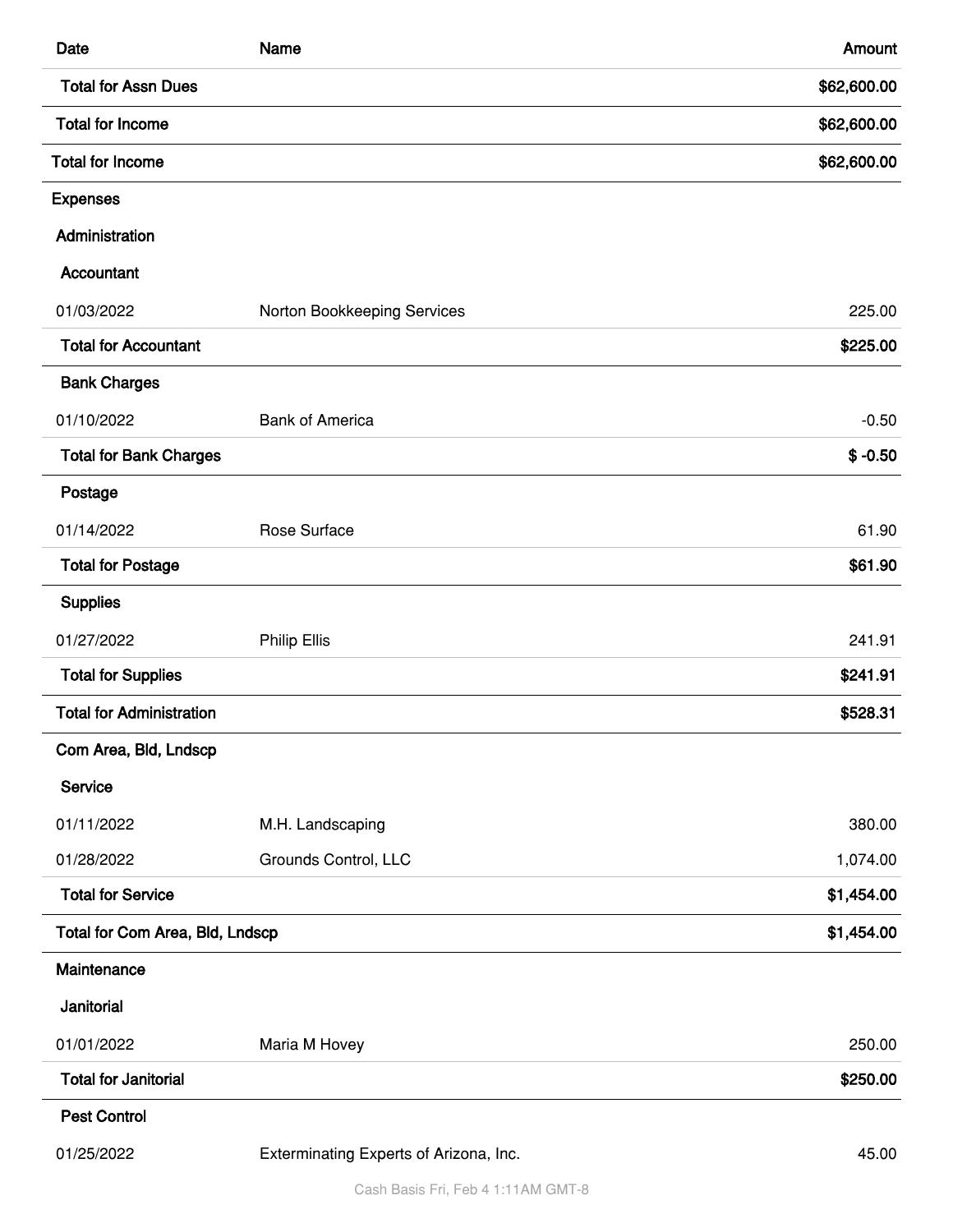| Date | Name | Amount |
| --- | --- | --- |
| Total for Assn Dues | | $62,600.00 |
| Total for Income | | $62,600.00 |
| Total for Income | | $62,600.00 |
| Expenses | | |
| Administration | | |
| Accountant | | |
| 01/03/2022 | Norton Bookkeeping Services | 225.00 |
| Total for Accountant | | $225.00 |
| Bank Charges | | |
| 01/10/2022 | Bank of America | -0.50 |
| Total for Bank Charges | | $ -0.50 |
| Postage | | |
| 01/14/2022 | Rose Surface | 61.90 |
| Total for Postage | | $61.90 |
| Supplies | | |
| 01/27/2022 | Philip Ellis | 241.91 |
| Total for Supplies | | $241.91 |
| Total for Administration | | $528.31 |
| Com Area, Bld, Lndscp | | |
| Service | | |
| 01/11/2022 | M.H. Landscaping | 380.00 |
| 01/28/2022 | Grounds Control, LLC | 1,074.00 |
| Total for Service | | $1,454.00 |
| Total for Com Area, Bld, Lndscp | | $1,454.00 |
| Maintenance | | |
| Janitorial | | |
| 01/01/2022 | Maria M Hovey | 250.00 |
| Total for Janitorial | | $250.00 |
| Pest Control | | |
| 01/25/2022 | Exterminating Experts of Arizona, Inc. | 45.00 |

Cash Basis Fri, Feb 4 1:11AM GMT-8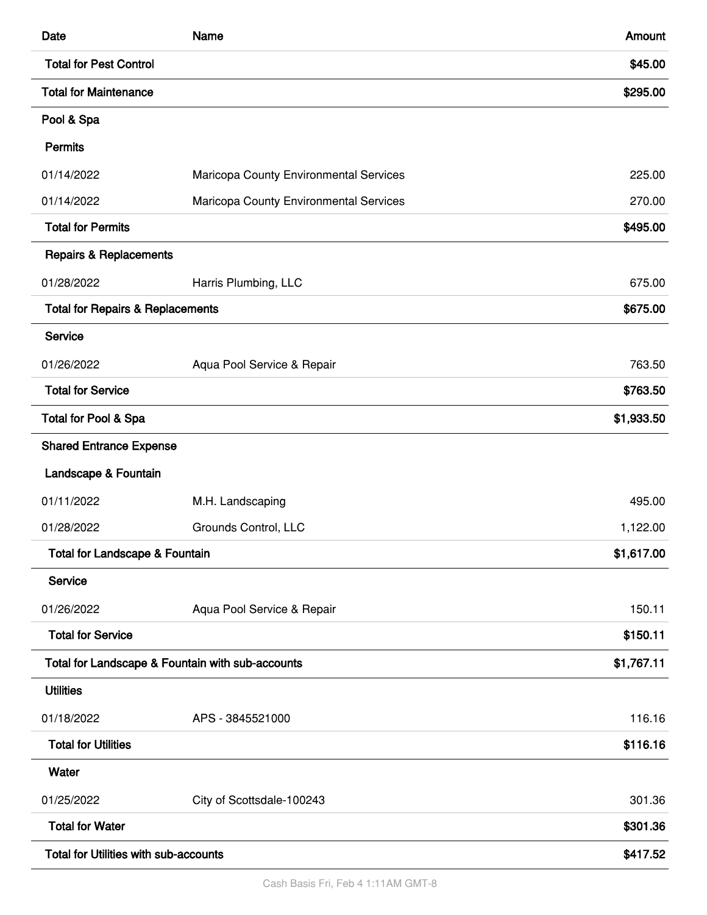| Date | Name | Amount |
| --- | --- | --- |
| **Total for Pest Control** | | **$45.00** |
| **Total for Maintenance** | | **$295.00** |
| **Pool & Spa** | | |
| **Permits** | | |
| 01/14/2022 | Maricopa County Environmental Services | 225.00 |
| 01/14/2022 | Maricopa County Environmental Services | 270.00 |
| **Total for Permits** | | **$495.00** |
| **Repairs & Replacements** | | |
| 01/28/2022 | Harris Plumbing, LLC | 675.00 |
| **Total for Repairs & Replacements** | | **$675.00** |
| **Service** | | |
| 01/26/2022 | Aqua Pool Service & Repair | 763.50 |
| **Total for Service** | | **$763.50** |
| **Total for Pool & Spa** | | **$1,933.50** |
| **Shared Entrance Expense** | | |
| **Landscape & Fountain** | | |
| 01/11/2022 | M.H. Landscaping | 495.00 |
| 01/28/2022 | Grounds Control, LLC | 1,122.00 |
| **Total for Landscape & Fountain** | | **$1,617.00** |
| **Service** | | |
| 01/26/2022 | Aqua Pool Service & Repair | 150.11 |
| **Total for Service** | | **$150.11** |
| **Total for Landscape & Fountain with sub-accounts** | | **$1,767.11** |
| **Utilities** | | |
| 01/18/2022 | APS - 3845521000 | 116.16 |
| **Total for Utilities** | | **$116.16** |
| **Water** | | |
| 01/25/2022 | City of Scottsdale-100243 | 301.36 |
| **Total for Water** | | **$301.36** |
| **Total for Utilities with sub-accounts** | | **$417.52** |

Cash Basis Fri, Feb 4 1:11AM GMT-8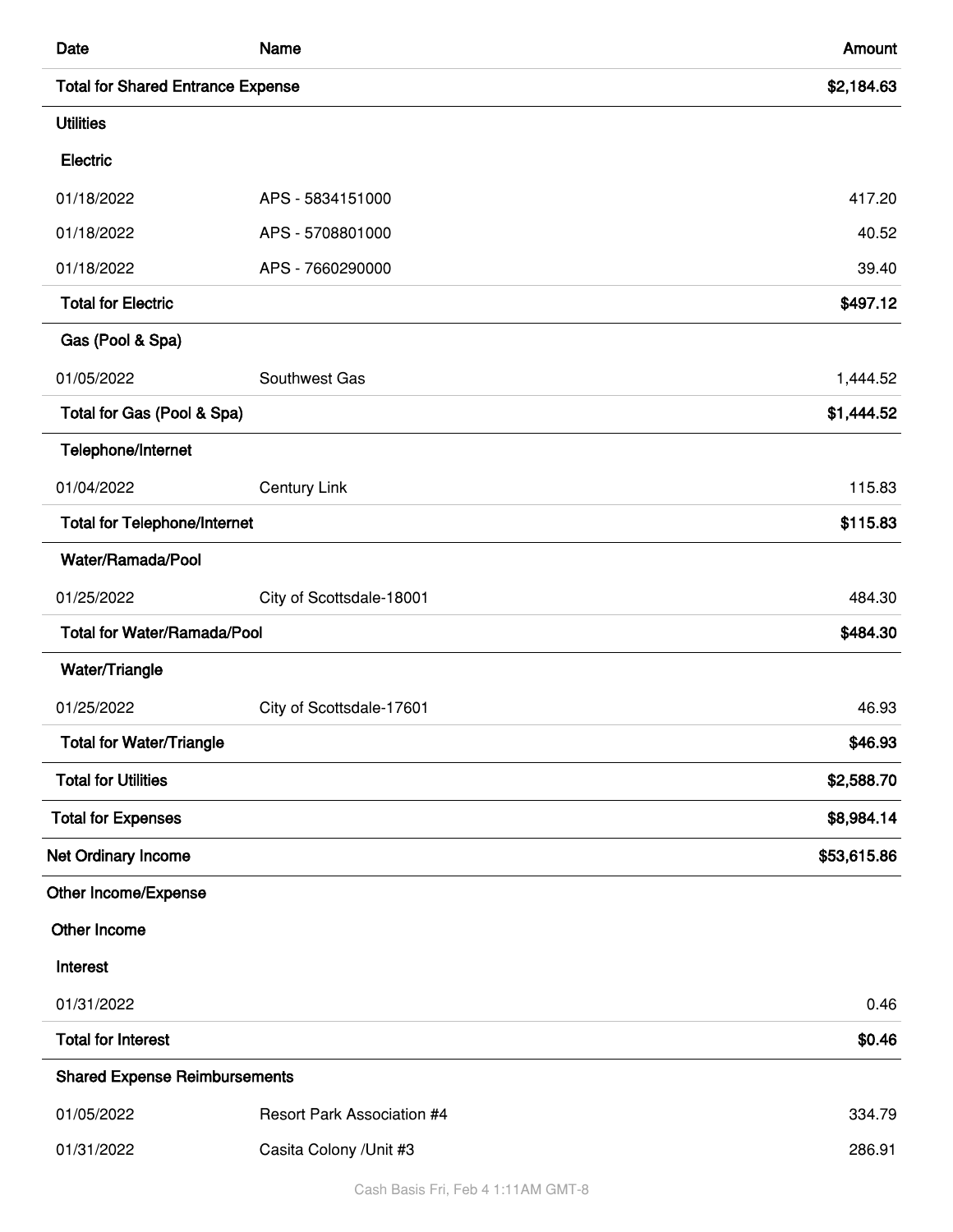| Date | Name | Amount |
| --- | --- | --- |
| **Total for Shared Entrance Expense** | | **$2,184.63** |
| **Utilities** | | |
| **Electric** | | |
| 01/18/2022 | APS - 5834151000 | 417.20 |
| 01/18/2022 | APS - 5708801000 | 40.52 |
| 01/18/2022 | APS - 7660290000 | 39.40 |
| **Total for Electric** | | **$497.12** |
| **Gas (Pool & Spa)** | | |
| 01/05/2022 | Southwest Gas | 1,444.52 |
| **Total for Gas (Pool & Spa)** | | **$1,444.52** |
| **Telephone/Internet** | | |
| 01/04/2022 | Century Link | 115.83 |
| **Total for Telephone/Internet** | | **$115.83** |
| **Water/Ramada/Pool** | | |
| 01/25/2022 | City of Scottsdale-18001 | 484.30 |
| **Total for Water/Ramada/Pool** | | **$484.30** |
| **Water/Triangle** | | |
| 01/25/2022 | City of Scottsdale-17601 | 46.93 |
| **Total for Water/Triangle** | | **$46.93** |
| **Total for Utilities** | | **$2,588.70** |
| **Total for Expenses** | | **$8,984.14** |
| **Net Ordinary Income** | | **$53,615.86** |
| **Other Income/Expense** | | |
| **Other Income** | | |
| **Interest** | | |
| 01/31/2022 | | 0.46 |
| **Total for Interest** | | **$0.46** |
| **Shared Expense Reimbursements** | | |
| 01/05/2022 | Resort Park Association #4 | 334.79 |
| 01/31/2022 | Casita Colony /Unit #3 | 286.91 |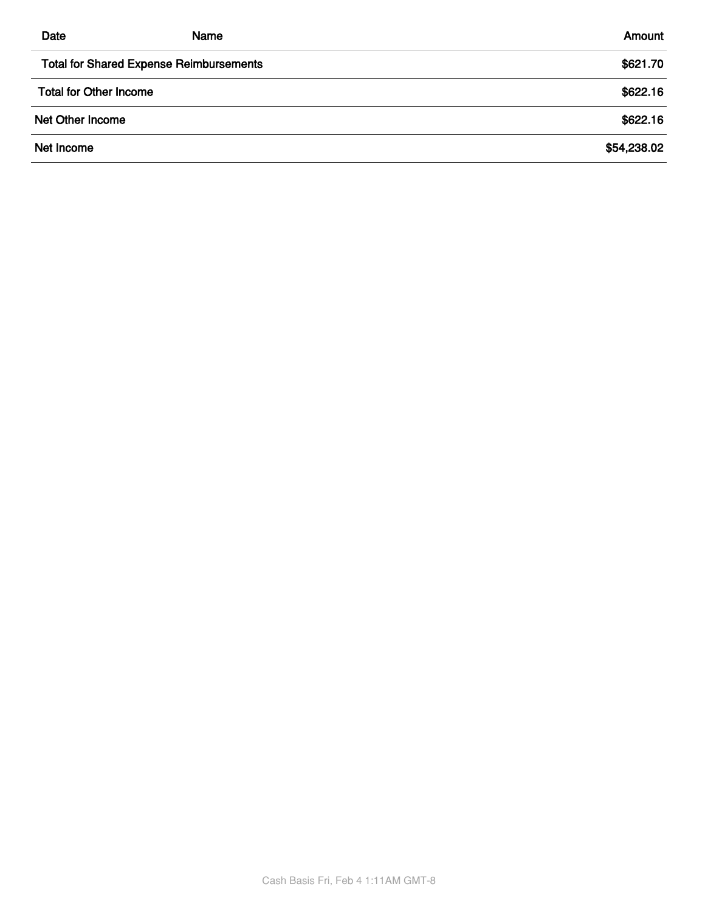| Date | Name | Amount |
|---|---|---|
| Total for Shared Expense Reimbursements | | $621.70 |
| Total for Other Income | | $622.16 |
| Net Other Income | | $622.16 |
| Net Income | | $54,238.02 |

Cash Basis Fri, Feb 4 1:11AM GMT-8